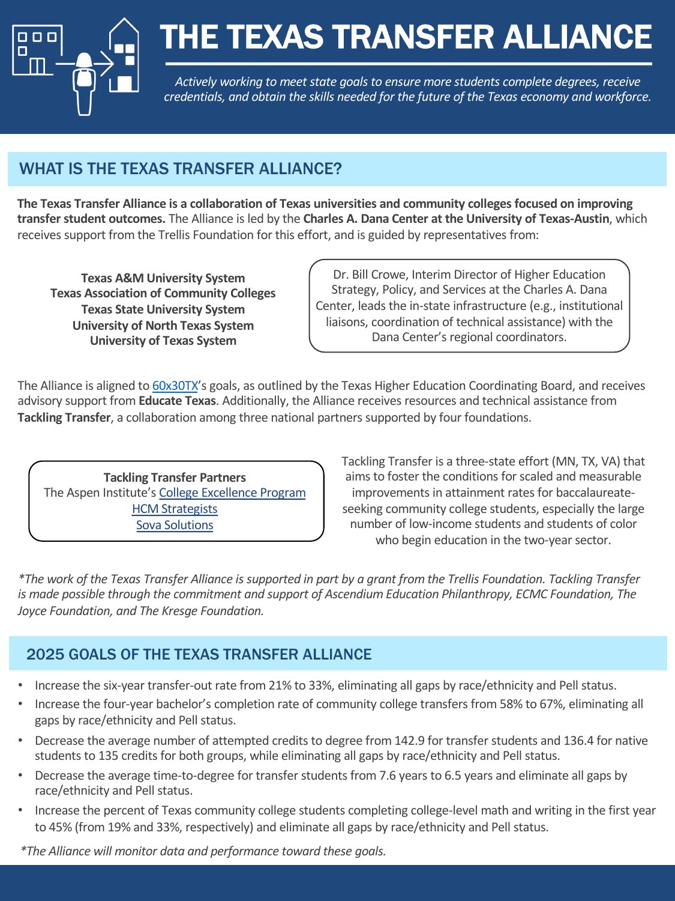# THE TEXAS TRANSFER ALLIANCE

*Actively working to meet state goals to ensure more students complete degrees, receive credentials, and obtain the skills needed for the future of the Texas economy and workforce.*

## WHAT IS THE TEXAS TRANSFER ALLIANCE?

**The Texas Transfer Alliance is a collaboration of Texas universities and community colleges focused on improving transfer student outcomes.** The Alliance is led by the **Charles A. Dana Center at the University of Texas-Austin**, which receives support from the Trellis Foundation for this effort, and is guided by representatives from:

**Texas A&M University System**
**Texas Association of Community Colleges**
**Texas State University System**
**University of North Texas System**
**University of Texas System**

Dr. Bill Crowe, Interim Director of Higher Education Strategy, Policy, and Services at the Charles A. Dana Center, leads the in-state infrastructure (e.g., institutional liaisons, coordination of technical assistance) with the Dana Center's regional coordinators.

The Alliance is aligned to 60x30TX's goals, as outlined by the Texas Higher Education Coordinating Board, and receives advisory support from **Educate Texas**. Additionally, the Alliance receives resources and technical assistance from **Tackling Transfer**, a collaboration among three national partners supported by four foundations.

**Tackling Transfer Partners**
The Aspen Institute's College Excellence Program
HCM Strategists
Sova Solutions

Tackling Transfer is a three-state effort (MN, TX, VA) that aims to foster the conditions for scaled and measurable improvements in attainment rates for baccalaureate-seeking community college students, especially the large number of low-income students and students of color who begin education in the two-year sector.

*\*The work of the Texas Transfer Alliance is supported in part by a grant from the Trellis Foundation. Tackling Transfer is made possible through the commitment and support of Ascendium Education Philanthropy, ECMC Foundation, The Joyce Foundation, and The Kresge Foundation.*

## 2025 GOALS OF THE TEXAS TRANSFER ALLIANCE

- Increase the six-year transfer-out rate from 21% to 33%, eliminating all gaps by race/ethnicity and Pell status.
- Increase the four-year bachelor's completion rate of community college transfers from 58% to 67%, eliminating all gaps by race/ethnicity and Pell status.
- Decrease the average number of attempted credits to degree from 142.9 for transfer students and 136.4 for native students to 135 credits for both groups, while eliminating all gaps by race/ethnicity and Pell status.
- Decrease the average time-to-degree for transfer students from 7.6 years to 6.5 years and eliminate all gaps by race/ethnicity and Pell status.
- Increase the percent of Texas community college students completing college-level math and writing in the first year to 45% (from 19% and 33%, respectively) and eliminate all gaps by race/ethnicity and Pell status.

*\*The Alliance will monitor data and performance toward these goals.*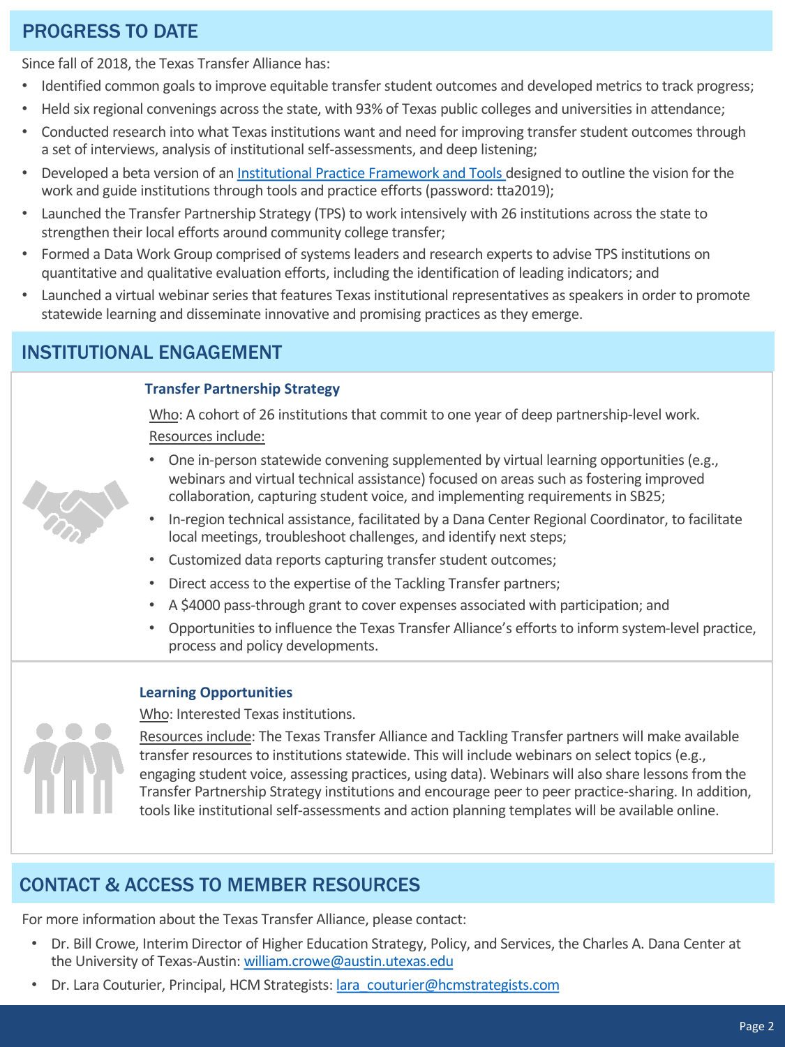## PROGRESS TO DATE

Since fall of 2018, the Texas Transfer Alliance has:

- Identified common goals to improve equitable transfer student outcomes and developed metrics to track progress;
- Held six regional convenings across the state, with 93% of Texas public colleges and universities in attendance;
- Conducted research into what Texas institutions want and need for improving transfer student outcomes through a set of interviews, analysis of institutional self-assessments, and deep listening;
- Developed a beta version of an Institutional Practice Framework and Tools designed to outline the vision for the work and guide institutions through tools and practice efforts (password: tta2019);
- Launched the Transfer Partnership Strategy (TPS) to work intensively with 26 institutions across the state to strengthen their local efforts around community college transfer;
- Formed a Data Work Group comprised of systems leaders and research experts to advise TPS institutions on quantitative and qualitative evaluation efforts, including the identification of leading indicators; and
- Launched a virtual webinar series that features Texas institutional representatives as speakers in order to promote statewide learning and disseminate innovative and promising practices as they emerge.

## INSTITUTIONAL ENGAGEMENT

### Transfer Partnership Strategy

Who: A cohort of 26 institutions that commit to one year of deep partnership-level work.

Resources include:

- One in-person statewide convening supplemented by virtual learning opportunities (e.g., webinars and virtual technical assistance) focused on areas such as fostering improved collaboration, capturing student voice, and implementing requirements in SB25;
- In-region technical assistance, facilitated by a Dana Center Regional Coordinator, to facilitate local meetings, troubleshoot challenges, and identify next steps;
- Customized data reports capturing transfer student outcomes;
- Direct access to the expertise of the Tackling Transfer partners;
- A $4000 pass-through grant to cover expenses associated with participation; and
- Opportunities to influence the Texas Transfer Alliance's efforts to inform system-level practice, process and policy developments.

### Learning Opportunities

Who: Interested Texas institutions.

Resources include: The Texas Transfer Alliance and Tackling Transfer partners will make available transfer resources to institutions statewide. This will include webinars on select topics (e.g., engaging student voice, assessing practices, using data). Webinars will also share lessons from the Transfer Partnership Strategy institutions and encourage peer to peer practice-sharing. In addition, tools like institutional self-assessments and action planning templates will be available online.

## CONTACT & ACCESS TO MEMBER RESOURCES

For more information about the Texas Transfer Alliance, please contact:

- Dr. Bill Crowe, Interim Director of Higher Education Strategy, Policy, and Services, the Charles A. Dana Center at the University of Texas-Austin: william.crowe@austin.utexas.edu
- Dr. Lara Couturier, Principal, HCM Strategists: lara_couturier@hcmstrategists.com